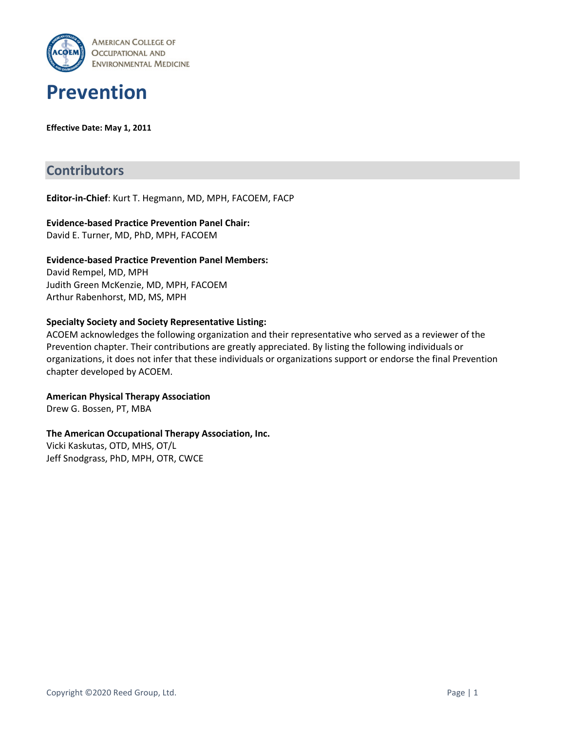American College of Occupational and Environmental Medicine

# Prevention

**Effective Date: May 1, 2011**

## Contributors

**Editor-in-Chief**: Kurt T. Hegmann, MD, MPH, FACOEM, FACP

**Evidence-based Practice Prevention Panel Chair:**
David E. Turner, MD, PhD, MPH, FACOEM

**Evidence-based Practice Prevention Panel Members:**
David Rempel, MD, MPH
Judith Green McKenzie, MD, MPH, FACOEM
Arthur Rabenhorst, MD, MS, MPH

**Specialty Society and Society Representative Listing:**
ACOEM acknowledges the following organization and their representative who served as a reviewer of the Prevention chapter. Their contributions are greatly appreciated. By listing the following individuals or organizations, it does not infer that these individuals or organizations support or endorse the final Prevention chapter developed by ACOEM.

**American Physical Therapy Association**
Drew G. Bossen, PT, MBA

**The American Occupational Therapy Association, Inc.**
Vicki Kaskutas, OTD, MHS, OT/L
Jeff Snodgrass, PhD, MPH, OTR, CWCE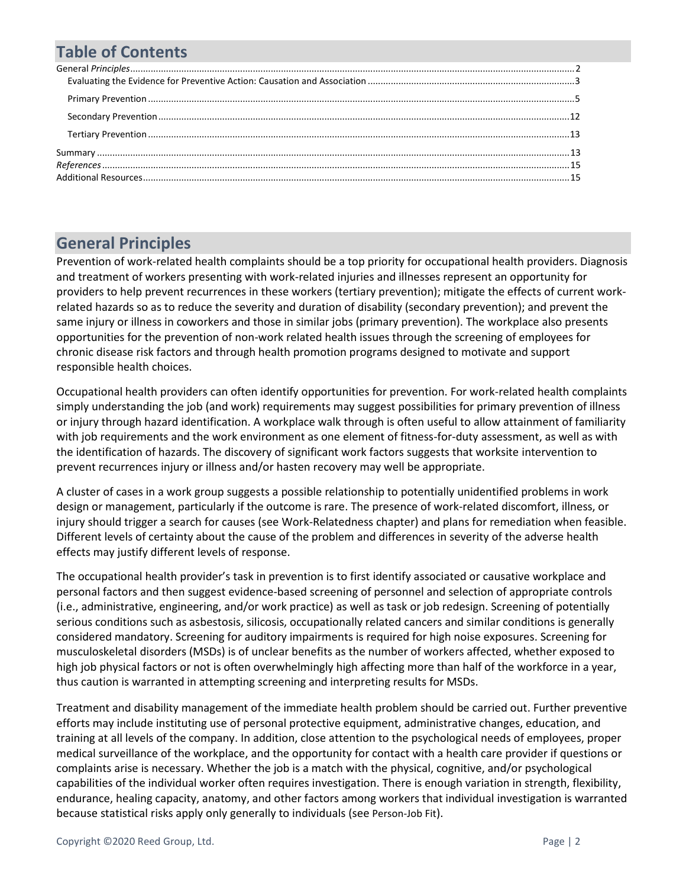## Table of Contents

General *Principles*..........2

- Evaluating the Evidence for Preventive Action: Causation and Association..........3
- Primary Prevention..........5
- Secondary Prevention..........12
- Tertiary Prevention..........13

Summary..........13

*References*..........15

Additional Resources..........15

## General Principles

Prevention of work-related health complaints should be a top priority for occupational health providers. Diagnosis and treatment of workers presenting with work-related injuries and illnesses represent an opportunity for providers to help prevent recurrences in these workers (tertiary prevention); mitigate the effects of current work-related hazards so as to reduce the severity and duration of disability (secondary prevention); and prevent the same injury or illness in coworkers and those in similar jobs (primary prevention). The workplace also presents opportunities for the prevention of non-work related health issues through the screening of employees for chronic disease risk factors and through health promotion programs designed to motivate and support responsible health choices.

Occupational health providers can often identify opportunities for prevention. For work-related health complaints simply understanding the job (and work) requirements may suggest possibilities for primary prevention of illness or injury through hazard identification. A workplace walk through is often useful to allow attainment of familiarity with job requirements and the work environment as one element of fitness-for-duty assessment, as well as with the identification of hazards. The discovery of significant work factors suggests that worksite intervention to prevent recurrences injury or illness and/or hasten recovery may well be appropriate.

A cluster of cases in a work group suggests a possible relationship to potentially unidentified problems in work design or management, particularly if the outcome is rare. The presence of work-related discomfort, illness, or injury should trigger a search for causes (see Work-Relatedness chapter) and plans for remediation when feasible. Different levels of certainty about the cause of the problem and differences in severity of the adverse health effects may justify different levels of response.

The occupational health provider's task in prevention is to first identify associated or causative workplace and personal factors and then suggest evidence-based screening of personnel and selection of appropriate controls (i.e., administrative, engineering, and/or work practice) as well as task or job redesign. Screening of potentially serious conditions such as asbestosis, silicosis, occupationally related cancers and similar conditions is generally considered mandatory. Screening for auditory impairments is required for high noise exposures. Screening for musculoskeletal disorders (MSDs) is of unclear benefits as the number of workers affected, whether exposed to high job physical factors or not is often overwhelmingly high affecting more than half of the workforce in a year, thus caution is warranted in attempting screening and interpreting results for MSDs.

Treatment and disability management of the immediate health problem should be carried out. Further preventive efforts may include instituting use of personal protective equipment, administrative changes, education, and training at all levels of the company. In addition, close attention to the psychological needs of employees, proper medical surveillance of the workplace, and the opportunity for contact with a health care provider if questions or complaints arise is necessary. Whether the job is a match with the physical, cognitive, and/or psychological capabilities of the individual worker often requires investigation. There is enough variation in strength, flexibility, endurance, healing capacity, anatomy, and other factors among workers that individual investigation is warranted because statistical risks apply only generally to individuals (see Person-Job Fit).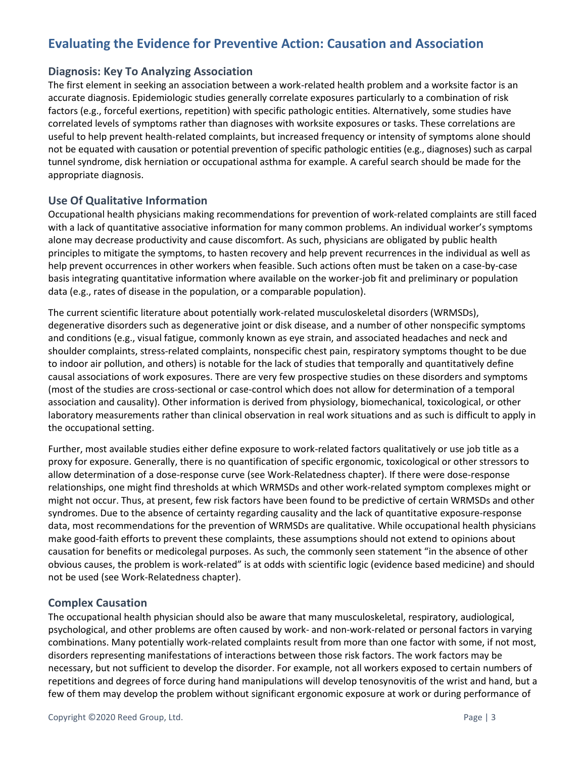## Evaluating the Evidence for Preventive Action: Causation and Association

### Diagnosis: Key To Analyzing Association

The first element in seeking an association between a work-related health problem and a worksite factor is an accurate diagnosis. Epidemiologic studies generally correlate exposures particularly to a combination of risk factors (e.g., forceful exertions, repetition) with specific pathologic entities. Alternatively, some studies have correlated levels of symptoms rather than diagnoses with worksite exposures or tasks. These correlations are useful to help prevent health-related complaints, but increased frequency or intensity of symptoms alone should not be equated with causation or potential prevention of specific pathologic entities (e.g., diagnoses) such as carpal tunnel syndrome, disk herniation or occupational asthma for example. A careful search should be made for the appropriate diagnosis.

### Use Of Qualitative Information

Occupational health physicians making recommendations for prevention of work-related complaints are still faced with a lack of quantitative associative information for many common problems. An individual worker's symptoms alone may decrease productivity and cause discomfort. As such, physicians are obligated by public health principles to mitigate the symptoms, to hasten recovery and help prevent recurrences in the individual as well as help prevent occurrences in other workers when feasible. Such actions often must be taken on a case-by-case basis integrating quantitative information where available on the worker-job fit and preliminary or population data (e.g., rates of disease in the population, or a comparable population).

The current scientific literature about potentially work-related musculoskeletal disorders (WRMSDs), degenerative disorders such as degenerative joint or disk disease, and a number of other nonspecific symptoms and conditions (e.g., visual fatigue, commonly known as eye strain, and associated headaches and neck and shoulder complaints, stress-related complaints, nonspecific chest pain, respiratory symptoms thought to be due to indoor air pollution, and others) is notable for the lack of studies that temporally and quantitatively define causal associations of work exposures. There are very few prospective studies on these disorders and symptoms (most of the studies are cross-sectional or case-control which does not allow for determination of a temporal association and causality). Other information is derived from physiology, biomechanical, toxicological, or other laboratory measurements rather than clinical observation in real work situations and as such is difficult to apply in the occupational setting.

Further, most available studies either define exposure to work-related factors qualitatively or use job title as a proxy for exposure. Generally, there is no quantification of specific ergonomic, toxicological or other stressors to allow determination of a dose-response curve (see Work-Relatedness chapter). If there were dose-response relationships, one might find thresholds at which WRMSDs and other work-related symptom complexes might or might not occur. Thus, at present, few risk factors have been found to be predictive of certain WRMSDs and other syndromes. Due to the absence of certainty regarding causality and the lack of quantitative exposure-response data, most recommendations for the prevention of WRMSDs are qualitative. While occupational health physicians make good-faith efforts to prevent these complaints, these assumptions should not extend to opinions about causation for benefits or medicolegal purposes. As such, the commonly seen statement "in the absence of other obvious causes, the problem is work-related" is at odds with scientific logic (evidence based medicine) and should not be used (see Work-Relatedness chapter).

### Complex Causation

The occupational health physician should also be aware that many musculoskeletal, respiratory, audiological, psychological, and other problems are often caused by work- and non-work-related or personal factors in varying combinations. Many potentially work-related complaints result from more than one factor with some, if not most, disorders representing manifestations of interactions between those risk factors. The work factors may be necessary, but not sufficient to develop the disorder. For example, not all workers exposed to certain numbers of repetitions and degrees of force during hand manipulations will develop tenosynovitis of the wrist and hand, but a few of them may develop the problem without significant ergonomic exposure at work or during performance of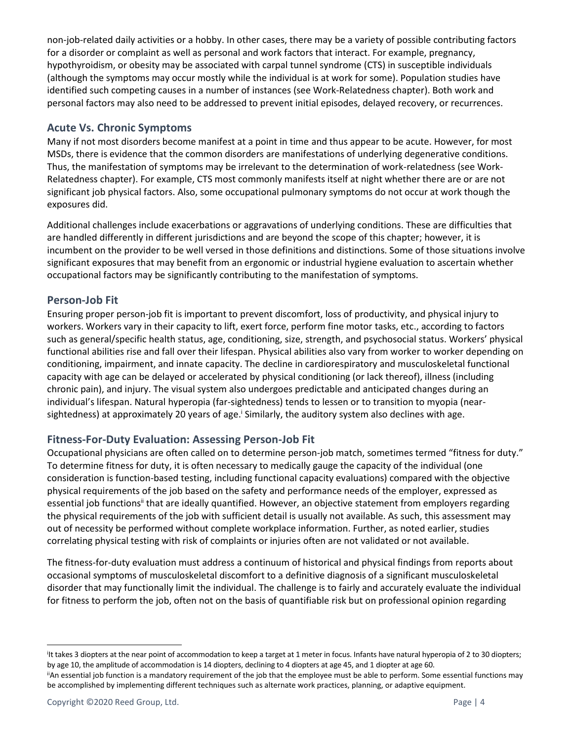non-job-related daily activities or a hobby. In other cases, there may be a variety of possible contributing factors for a disorder or complaint as well as personal and work factors that interact. For example, pregnancy, hypothyroidism, or obesity may be associated with carpal tunnel syndrome (CTS) in susceptible individuals (although the symptoms may occur mostly while the individual is at work for some). Population studies have identified such competing causes in a number of instances (see Work-Relatedness chapter). Both work and personal factors may also need to be addressed to prevent initial episodes, delayed recovery, or recurrences.

## Acute Vs. Chronic Symptoms

Many if not most disorders become manifest at a point in time and thus appear to be acute. However, for most MSDs, there is evidence that the common disorders are manifestations of underlying degenerative conditions. Thus, the manifestation of symptoms may be irrelevant to the determination of work-relatedness (see Work-Relatedness chapter). For example, CTS most commonly manifests itself at night whether there are or are not significant job physical factors. Also, some occupational pulmonary symptoms do not occur at work though the exposures did.

Additional challenges include exacerbations or aggravations of underlying conditions. These are difficulties that are handled differently in different jurisdictions and are beyond the scope of this chapter; however, it is incumbent on the provider to be well versed in those definitions and distinctions. Some of those situations involve significant exposures that may benefit from an ergonomic or industrial hygiene evaluation to ascertain whether occupational factors may be significantly contributing to the manifestation of symptoms.

## Person-Job Fit

Ensuring proper person-job fit is important to prevent discomfort, loss of productivity, and physical injury to workers. Workers vary in their capacity to lift, exert force, perform fine motor tasks, etc., according to factors such as general/specific health status, age, conditioning, size, strength, and psychosocial status. Workers' physical functional abilities rise and fall over their lifespan. Physical abilities also vary from worker to worker depending on conditioning, impairment, and innate capacity. The decline in cardiorespiratory and musculoskeletal functional capacity with age can be delayed or accelerated by physical conditioning (or lack thereof), illness (including chronic pain), and injury. The visual system also undergoes predictable and anticipated changes during an individual's lifespan. Natural hyperopia (far-sightedness) tends to lessen or to transition to myopia (near-sightedness) at approximately 20 years of age.[i] Similarly, the auditory system also declines with age.

## Fitness-For-Duty Evaluation: Assessing Person-Job Fit

Occupational physicians are often called on to determine person-job match, sometimes termed "fitness for duty." To determine fitness for duty, it is often necessary to medically gauge the capacity of the individual (one consideration is function-based testing, including functional capacity evaluations) compared with the objective physical requirements of the job based on the safety and performance needs of the employer, expressed as essential job functions[ii] that are ideally quantified. However, an objective statement from employers regarding the physical requirements of the job with sufficient detail is usually not available. As such, this assessment may out of necessity be performed without complete workplace information. Further, as noted earlier, studies correlating physical testing with risk of complaints or injuries often are not validated or not available.

The fitness-for-duty evaluation must address a continuum of historical and physical findings from reports about occasional symptoms of musculoskeletal discomfort to a definitive diagnosis of a significant musculoskeletal disorder that may functionally limit the individual. The challenge is to fairly and accurately evaluate the individual for fitness to perform the job, often not on the basis of quantifiable risk but on professional opinion regarding

---

[i] It takes 3 diopters at the near point of accommodation to keep a target at 1 meter in focus. Infants have natural hyperopia of 2 to 30 diopters; by age 10, the amplitude of accommodation is 14 diopters, declining to 4 diopters at age 45, and 1 diopter at age 60.

[ii] An essential job function is a mandatory requirement of the job that the employee must be able to perform. Some essential functions may be accomplished by implementing different techniques such as alternate work practices, planning, or adaptive equipment.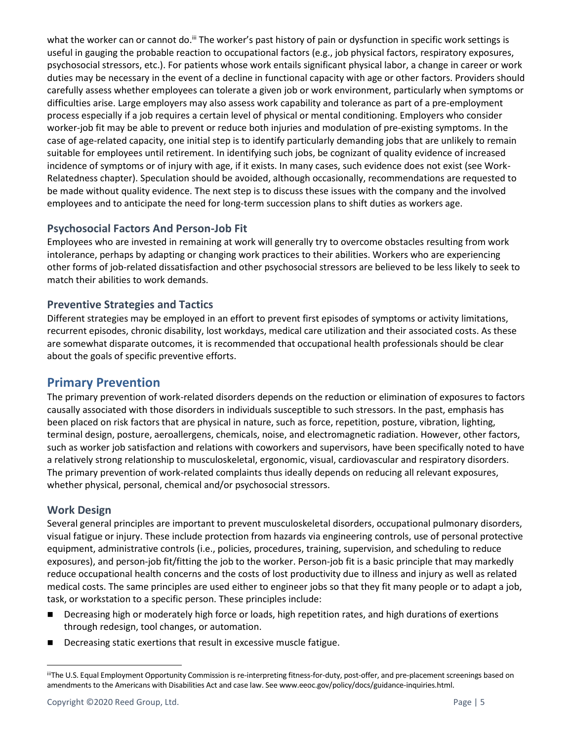what the worker can or cannot do.[iii] The worker's past history of pain or dysfunction in specific work settings is useful in gauging the probable reaction to occupational factors (e.g., job physical factors, respiratory exposures, psychosocial stressors, etc.). For patients whose work entails significant physical labor, a change in career or work duties may be necessary in the event of a decline in functional capacity with age or other factors. Providers should carefully assess whether employees can tolerate a given job or work environment, particularly when symptoms or difficulties arise. Large employers may also assess work capability and tolerance as part of a pre-employment process especially if a job requires a certain level of physical or mental conditioning. Employers who consider worker-job fit may be able to prevent or reduce both injuries and modulation of pre-existing symptoms. In the case of age-related capacity, one initial step is to identify particularly demanding jobs that are unlikely to remain suitable for employees until retirement. In identifying such jobs, be cognizant of quality evidence of increased incidence of symptoms or of injury with age, if it exists. In many cases, such evidence does not exist (see Work-Relatedness chapter). Speculation should be avoided, although occasionally, recommendations are requested to be made without quality evidence. The next step is to discuss these issues with the company and the involved employees and to anticipate the need for long-term succession plans to shift duties as workers age.

### Psychosocial Factors And Person-Job Fit

Employees who are invested in remaining at work will generally try to overcome obstacles resulting from work intolerance, perhaps by adapting or changing work practices to their abilities. Workers who are experiencing other forms of job-related dissatisfaction and other psychosocial stressors are believed to be less likely to seek to match their abilities to work demands.

### Preventive Strategies and Tactics

Different strategies may be employed in an effort to prevent first episodes of symptoms or activity limitations, recurrent episodes, chronic disability, lost workdays, medical care utilization and their associated costs. As these are somewhat disparate outcomes, it is recommended that occupational health professionals should be clear about the goals of specific preventive efforts.

## Primary Prevention

The primary prevention of work-related disorders depends on the reduction or elimination of exposures to factors causally associated with those disorders in individuals susceptible to such stressors. In the past, emphasis has been placed on risk factors that are physical in nature, such as force, repetition, posture, vibration, lighting, terminal design, posture, aeroallergens, chemicals, noise, and electromagnetic radiation. However, other factors, such as worker job satisfaction and relations with coworkers and supervisors, have been specifically noted to have a relatively strong relationship to musculoskeletal, ergonomic, visual, cardiovascular and respiratory disorders. The primary prevention of work-related complaints thus ideally depends on reducing all relevant exposures, whether physical, personal, chemical and/or psychosocial stressors.

### Work Design

Several general principles are important to prevent musculoskeletal disorders, occupational pulmonary disorders, visual fatigue or injury. These include protection from hazards via engineering controls, use of personal protective equipment, administrative controls (i.e., policies, procedures, training, supervision, and scheduling to reduce exposures), and person-job fit/fitting the job to the worker. Person-job fit is a basic principle that may markedly reduce occupational health concerns and the costs of lost productivity due to illness and injury as well as related medical costs. The same principles are used either to engineer jobs so that they fit many people or to adapt a job, task, or workstation to a specific person. These principles include:

- Decreasing high or moderately high force or loads, high repetition rates, and high durations of exertions through redesign, tool changes, or automation.
- Decreasing static exertions that result in excessive muscle fatigue.

[iii] The U.S. Equal Employment Opportunity Commission is re-interpreting fitness-for-duty, post-offer, and pre-placement screenings based on amendments to the Americans with Disabilities Act and case law. See www.eeoc.gov/policy/docs/guidance-inquiries.html.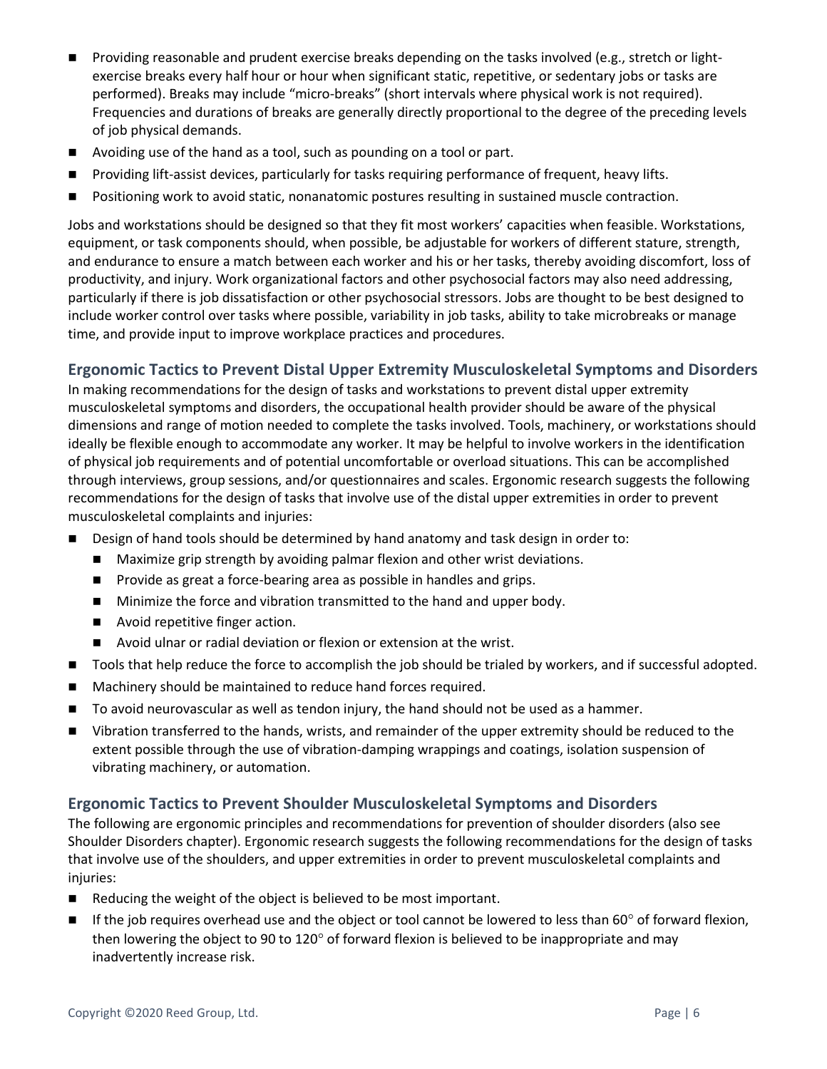- Providing reasonable and prudent exercise breaks depending on the tasks involved (e.g., stretch or light-exercise breaks every half hour or hour when significant static, repetitive, or sedentary jobs or tasks are performed). Breaks may include "micro-breaks" (short intervals where physical work is not required). Frequencies and durations of breaks are generally directly proportional to the degree of the preceding levels of job physical demands.
- Avoiding use of the hand as a tool, such as pounding on a tool or part.
- Providing lift-assist devices, particularly for tasks requiring performance of frequent, heavy lifts.
- Positioning work to avoid static, nonanatomic postures resulting in sustained muscle contraction.

Jobs and workstations should be designed so that they fit most workers' capacities when feasible. Workstations, equipment, or task components should, when possible, be adjustable for workers of different stature, strength, and endurance to ensure a match between each worker and his or her tasks, thereby avoiding discomfort, loss of productivity, and injury. Work organizational factors and other psychosocial factors may also need addressing, particularly if there is job dissatisfaction or other psychosocial stressors. Jobs are thought to be best designed to include worker control over tasks where possible, variability in job tasks, ability to take microbreaks or manage time, and provide input to improve workplace practices and procedures.

## Ergonomic Tactics to Prevent Distal Upper Extremity Musculoskeletal Symptoms and Disorders

In making recommendations for the design of tasks and workstations to prevent distal upper extremity musculoskeletal symptoms and disorders, the occupational health provider should be aware of the physical dimensions and range of motion needed to complete the tasks involved. Tools, machinery, or workstations should ideally be flexible enough to accommodate any worker. It may be helpful to involve workers in the identification of physical job requirements and of potential uncomfortable or overload situations. This can be accomplished through interviews, group sessions, and/or questionnaires and scales. Ergonomic research suggests the following recommendations for the design of tasks that involve use of the distal upper extremities in order to prevent musculoskeletal complaints and injuries:

- Design of hand tools should be determined by hand anatomy and task design in order to:
  - Maximize grip strength by avoiding palmar flexion and other wrist deviations.
  - Provide as great a force-bearing area as possible in handles and grips.
  - Minimize the force and vibration transmitted to the hand and upper body.
  - Avoid repetitive finger action.
  - Avoid ulnar or radial deviation or flexion or extension at the wrist.
- Tools that help reduce the force to accomplish the job should be trialed by workers, and if successful adopted.
- Machinery should be maintained to reduce hand forces required.
- To avoid neurovascular as well as tendon injury, the hand should not be used as a hammer.
- Vibration transferred to the hands, wrists, and remainder of the upper extremity should be reduced to the extent possible through the use of vibration-damping wrappings and coatings, isolation suspension of vibrating machinery, or automation.

## Ergonomic Tactics to Prevent Shoulder Musculoskeletal Symptoms and Disorders

The following are ergonomic principles and recommendations for prevention of shoulder disorders (also see Shoulder Disorders chapter). Ergonomic research suggests the following recommendations for the design of tasks that involve use of the shoulders, and upper extremities in order to prevent musculoskeletal complaints and injuries:

- Reducing the weight of the object is believed to be most important.
- If the job requires overhead use and the object or tool cannot be lowered to less than 60° of forward flexion, then lowering the object to 90 to 120° of forward flexion is believed to be inappropriate and may inadvertently increase risk.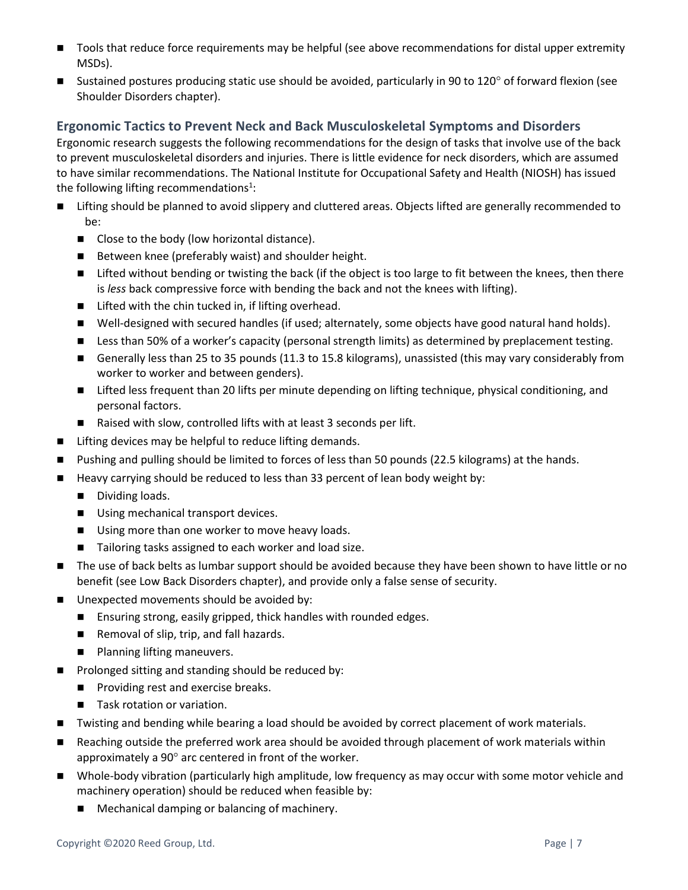- Tools that reduce force requirements may be helpful (see above recommendations for distal upper extremity MSDs).
- Sustained postures producing static use should be avoided, particularly in 90 to 120° of forward flexion (see Shoulder Disorders chapter).

### Ergonomic Tactics to Prevent Neck and Back Musculoskeletal Symptoms and Disorders

Ergonomic research suggests the following recommendations for the design of tasks that involve use of the back to prevent musculoskeletal disorders and injuries. There is little evidence for neck disorders, which are assumed to have similar recommendations. The National Institute for Occupational Safety and Health (NIOSH) has issued the following lifting recommendations[1]:

- Lifting should be planned to avoid slippery and cluttered areas. Objects lifted are generally recommended to be:
  - Close to the body (low horizontal distance).
  - Between knee (preferably waist) and shoulder height.
  - Lifted without bending or twisting the back (if the object is too large to fit between the knees, then there is *less* back compressive force with bending the back and not the knees with lifting).
  - Lifted with the chin tucked in, if lifting overhead.
  - Well-designed with secured handles (if used; alternately, some objects have good natural hand holds).
  - Less than 50% of a worker's capacity (personal strength limits) as determined by preplacement testing.
  - Generally less than 25 to 35 pounds (11.3 to 15.8 kilograms), unassisted (this may vary considerably from worker to worker and between genders).
  - Lifted less frequent than 20 lifts per minute depending on lifting technique, physical conditioning, and personal factors.
  - Raised with slow, controlled lifts with at least 3 seconds per lift.
- Lifting devices may be helpful to reduce lifting demands.
- Pushing and pulling should be limited to forces of less than 50 pounds (22.5 kilograms) at the hands.
- Heavy carrying should be reduced to less than 33 percent of lean body weight by:
  - Dividing loads.
  - Using mechanical transport devices.
  - Using more than one worker to move heavy loads.
  - Tailoring tasks assigned to each worker and load size.
- The use of back belts as lumbar support should be avoided because they have been shown to have little or no benefit (see Low Back Disorders chapter), and provide only a false sense of security.
- Unexpected movements should be avoided by:
  - Ensuring strong, easily gripped, thick handles with rounded edges.
  - Removal of slip, trip, and fall hazards.
  - Planning lifting maneuvers.
- Prolonged sitting and standing should be reduced by:
  - Providing rest and exercise breaks.
  - Task rotation or variation.
- Twisting and bending while bearing a load should be avoided by correct placement of work materials.
- Reaching outside the preferred work area should be avoided through placement of work materials within approximately a 90° arc centered in front of the worker.
- Whole-body vibration (particularly high amplitude, low frequency as may occur with some motor vehicle and machinery operation) should be reduced when feasible by:
  - Mechanical damping or balancing of machinery.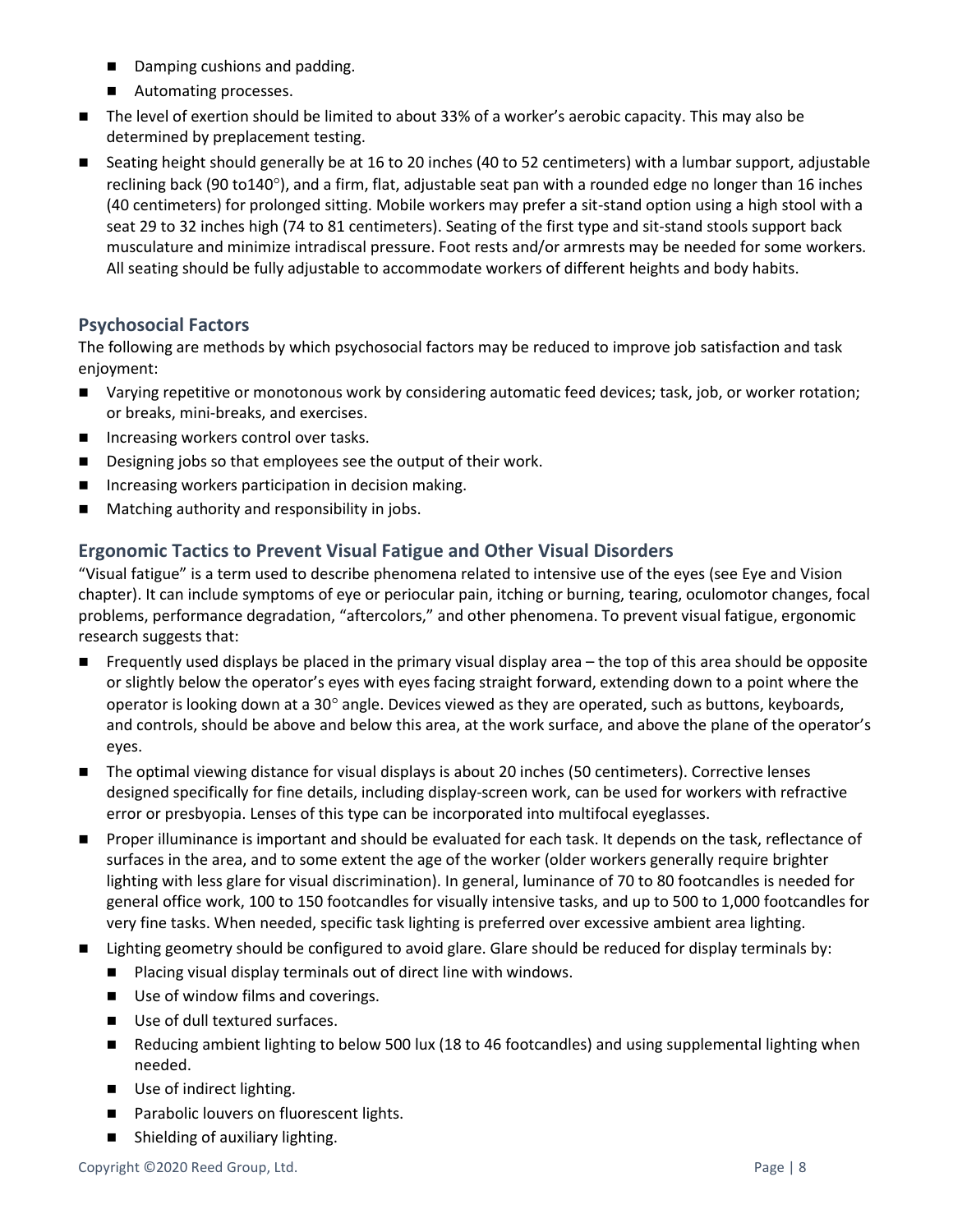- Damping cushions and padding.
  - Automating processes.
- The level of exertion should be limited to about 33% of a worker's aerobic capacity. This may also be determined by preplacement testing.
- Seating height should generally be at 16 to 20 inches (40 to 52 centimeters) with a lumbar support, adjustable reclining back (90 to140°), and a firm, flat, adjustable seat pan with a rounded edge no longer than 16 inches (40 centimeters) for prolonged sitting. Mobile workers may prefer a sit-stand option using a high stool with a seat 29 to 32 inches high (74 to 81 centimeters). Seating of the first type and sit-stand stools support back musculature and minimize intradiscal pressure. Foot rests and/or armrests may be needed for some workers. All seating should be fully adjustable to accommodate workers of different heights and body habits.

### Psychosocial Factors

The following are methods by which psychosocial factors may be reduced to improve job satisfaction and task enjoyment:

- Varying repetitive or monotonous work by considering automatic feed devices; task, job, or worker rotation; or breaks, mini-breaks, and exercises.
- Increasing workers control over tasks.
- Designing jobs so that employees see the output of their work.
- Increasing workers participation in decision making.
- Matching authority and responsibility in jobs.

### Ergonomic Tactics to Prevent Visual Fatigue and Other Visual Disorders

"Visual fatigue" is a term used to describe phenomena related to intensive use of the eyes (see Eye and Vision chapter). It can include symptoms of eye or periocular pain, itching or burning, tearing, oculomotor changes, focal problems, performance degradation, "aftercolors," and other phenomena. To prevent visual fatigue, ergonomic research suggests that:

- Frequently used displays be placed in the primary visual display area – the top of this area should be opposite or slightly below the operator's eyes with eyes facing straight forward, extending down to a point where the operator is looking down at a 30° angle. Devices viewed as they are operated, such as buttons, keyboards, and controls, should be above and below this area, at the work surface, and above the plane of the operator's eyes.
- The optimal viewing distance for visual displays is about 20 inches (50 centimeters). Corrective lenses designed specifically for fine details, including display-screen work, can be used for workers with refractive error or presbyopia. Lenses of this type can be incorporated into multifocal eyeglasses.
- Proper illuminance is important and should be evaluated for each task. It depends on the task, reflectance of surfaces in the area, and to some extent the age of the worker (older workers generally require brighter lighting with less glare for visual discrimination). In general, luminance of 70 to 80 footcandles is needed for general office work, 100 to 150 footcandles for visually intensive tasks, and up to 500 to 1,000 footcandles for very fine tasks. When needed, specific task lighting is preferred over excessive ambient area lighting.
- Lighting geometry should be configured to avoid glare. Glare should be reduced for display terminals by:
  - Placing visual display terminals out of direct line with windows.
  - Use of window films and coverings.
  - Use of dull textured surfaces.
  - Reducing ambient lighting to below 500 lux (18 to 46 footcandles) and using supplemental lighting when needed.
  - Use of indirect lighting.
  - Parabolic louvers on fluorescent lights.
  - Shielding of auxiliary lighting.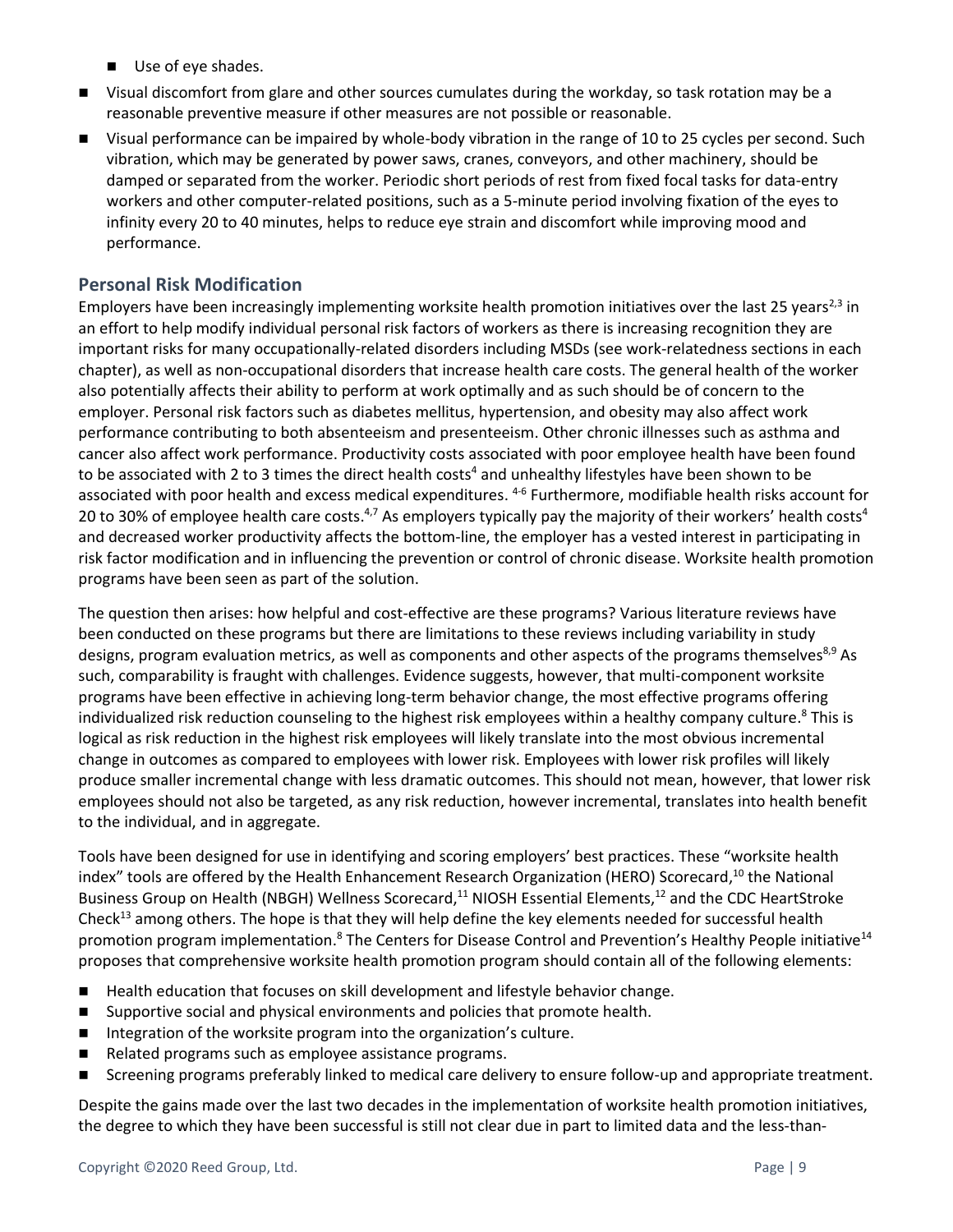- Use of eye shades.
- Visual discomfort from glare and other sources cumulates during the workday, so task rotation may be a reasonable preventive measure if other measures are not possible or reasonable.
- Visual performance can be impaired by whole-body vibration in the range of 10 to 25 cycles per second. Such vibration, which may be generated by power saws, cranes, conveyors, and other machinery, should be damped or separated from the worker. Periodic short periods of rest from fixed focal tasks for data-entry workers and other computer-related positions, such as a 5-minute period involving fixation of the eyes to infinity every 20 to 40 minutes, helps to reduce eye strain and discomfort while improving mood and performance.

## Personal Risk Modification

Employers have been increasingly implementing worksite health promotion initiatives over the last 25 years[2,3] in an effort to help modify individual personal risk factors of workers as there is increasing recognition they are important risks for many occupationally-related disorders including MSDs (see work-relatedness sections in each chapter), as well as non-occupational disorders that increase health care costs. The general health of the worker also potentially affects their ability to perform at work optimally and as such should be of concern to the employer. Personal risk factors such as diabetes mellitus, hypertension, and obesity may also affect work performance contributing to both absenteeism and presenteeism. Other chronic illnesses such as asthma and cancer also affect work performance. Productivity costs associated with poor employee health have been found to be associated with 2 to 3 times the direct health costs[4] and unhealthy lifestyles have been shown to be associated with poor health and excess medical expenditures. [4-6] Furthermore, modifiable health risks account for 20 to 30% of employee health care costs.[4,7] As employers typically pay the majority of their workers' health costs[4] and decreased worker productivity affects the bottom-line, the employer has a vested interest in participating in risk factor modification and in influencing the prevention or control of chronic disease. Worksite health promotion programs have been seen as part of the solution.

The question then arises: how helpful and cost-effective are these programs? Various literature reviews have been conducted on these programs but there are limitations to these reviews including variability in study designs, program evaluation metrics, as well as components and other aspects of the programs themselves[8,9] As such, comparability is fraught with challenges. Evidence suggests, however, that multi-component worksite programs have been effective in achieving long-term behavior change, the most effective programs offering individualized risk reduction counseling to the highest risk employees within a healthy company culture.[8] This is logical as risk reduction in the highest risk employees will likely translate into the most obvious incremental change in outcomes as compared to employees with lower risk. Employees with lower risk profiles will likely produce smaller incremental change with less dramatic outcomes. This should not mean, however, that lower risk employees should not also be targeted, as any risk reduction, however incremental, translates into health benefit to the individual, and in aggregate.

Tools have been designed for use in identifying and scoring employers' best practices. These "worksite health index" tools are offered by the Health Enhancement Research Organization (HERO) Scorecard,[10] the National Business Group on Health (NBGH) Wellness Scorecard,[11] NIOSH Essential Elements,[12] and the CDC HeartStroke Check[13] among others. The hope is that they will help define the key elements needed for successful health promotion program implementation.[8] The Centers for Disease Control and Prevention's Healthy People initiative[14] proposes that comprehensive worksite health promotion program should contain all of the following elements:

- Health education that focuses on skill development and lifestyle behavior change.
- Supportive social and physical environments and policies that promote health.
- Integration of the worksite program into the organization's culture.
- Related programs such as employee assistance programs.
- Screening programs preferably linked to medical care delivery to ensure follow-up and appropriate treatment.

Despite the gains made over the last two decades in the implementation of worksite health promotion initiatives, the degree to which they have been successful is still not clear due in part to limited data and the less-than-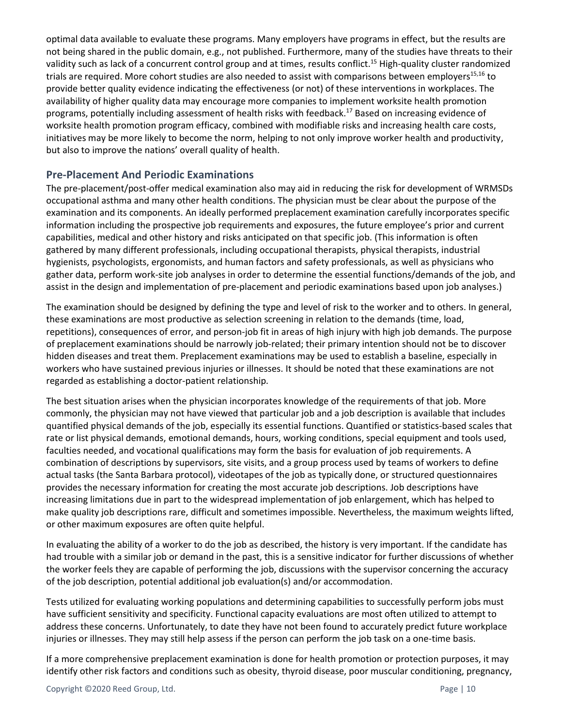optimal data available to evaluate these programs. Many employers have programs in effect, but the results are not being shared in the public domain, e.g., not published. Furthermore, many of the studies have threats to their validity such as lack of a concurrent control group and at times, results conflict.[15] High-quality cluster randomized trials are required. More cohort studies are also needed to assist with comparisons between employers[15,16] to provide better quality evidence indicating the effectiveness (or not) of these interventions in workplaces. The availability of higher quality data may encourage more companies to implement worksite health promotion programs, potentially including assessment of health risks with feedback.[17] Based on increasing evidence of worksite health promotion program efficacy, combined with modifiable risks and increasing health care costs, initiatives may be more likely to become the norm, helping to not only improve worker health and productivity, but also to improve the nations' overall quality of health.

## Pre-Placement And Periodic Examinations

The pre-placement/post-offer medical examination also may aid in reducing the risk for development of WRMSDs occupational asthma and many other health conditions. The physician must be clear about the purpose of the examination and its components. An ideally performed preplacement examination carefully incorporates specific information including the prospective job requirements and exposures, the future employee's prior and current capabilities, medical and other history and risks anticipated on that specific job. (This information is often gathered by many different professionals, including occupational therapists, physical therapists, industrial hygienists, psychologists, ergonomists, and human factors and safety professionals, as well as physicians who gather data, perform work-site job analyses in order to determine the essential functions/demands of the job, and assist in the design and implementation of pre-placement and periodic examinations based upon job analyses.)

The examination should be designed by defining the type and level of risk to the worker and to others. In general, these examinations are most productive as selection screening in relation to the demands (time, load, repetitions), consequences of error, and person-job fit in areas of high injury with high job demands. The purpose of preplacement examinations should be narrowly job-related; their primary intention should not be to discover hidden diseases and treat them. Preplacement examinations may be used to establish a baseline, especially in workers who have sustained previous injuries or illnesses. It should be noted that these examinations are not regarded as establishing a doctor-patient relationship.

The best situation arises when the physician incorporates knowledge of the requirements of that job. More commonly, the physician may not have viewed that particular job and a job description is available that includes quantified physical demands of the job, especially its essential functions. Quantified or statistics-based scales that rate or list physical demands, emotional demands, hours, working conditions, special equipment and tools used, faculties needed, and vocational qualifications may form the basis for evaluation of job requirements. A combination of descriptions by supervisors, site visits, and a group process used by teams of workers to define actual tasks (the Santa Barbara protocol), videotapes of the job as typically done, or structured questionnaires provides the necessary information for creating the most accurate job descriptions. Job descriptions have increasing limitations due in part to the widespread implementation of job enlargement, which has helped to make quality job descriptions rare, difficult and sometimes impossible. Nevertheless, the maximum weights lifted, or other maximum exposures are often quite helpful.

In evaluating the ability of a worker to do the job as described, the history is very important. If the candidate has had trouble with a similar job or demand in the past, this is a sensitive indicator for further discussions of whether the worker feels they are capable of performing the job, discussions with the supervisor concerning the accuracy of the job description, potential additional job evaluation(s) and/or accommodation.

Tests utilized for evaluating working populations and determining capabilities to successfully perform jobs must have sufficient sensitivity and specificity. Functional capacity evaluations are most often utilized to attempt to address these concerns. Unfortunately, to date they have not been found to accurately predict future workplace injuries or illnesses. They may still help assess if the person can perform the job task on a one-time basis.

If a more comprehensive preplacement examination is done for health promotion or protection purposes, it may identify other risk factors and conditions such as obesity, thyroid disease, poor muscular conditioning, pregnancy,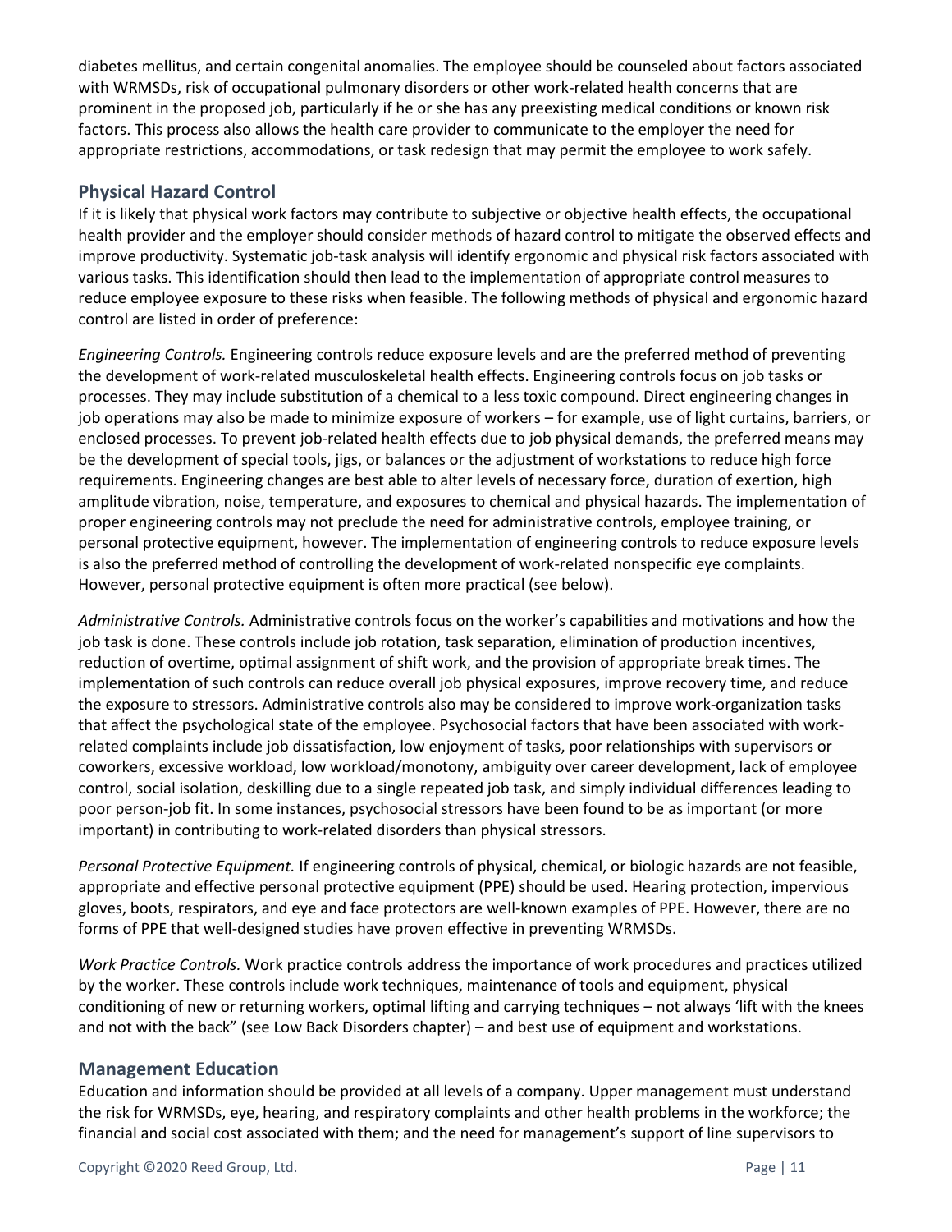diabetes mellitus, and certain congenital anomalies. The employee should be counseled about factors associated with WRMSDs, risk of occupational pulmonary disorders or other work-related health concerns that are prominent in the proposed job, particularly if he or she has any preexisting medical conditions or known risk factors. This process also allows the health care provider to communicate to the employer the need for appropriate restrictions, accommodations, or task redesign that may permit the employee to work safely.

## Physical Hazard Control

If it is likely that physical work factors may contribute to subjective or objective health effects, the occupational health provider and the employer should consider methods of hazard control to mitigate the observed effects and improve productivity. Systematic job-task analysis will identify ergonomic and physical risk factors associated with various tasks. This identification should then lead to the implementation of appropriate control measures to reduce employee exposure to these risks when feasible. The following methods of physical and ergonomic hazard control are listed in order of preference:

*Engineering Controls.* Engineering controls reduce exposure levels and are the preferred method of preventing the development of work-related musculoskeletal health effects. Engineering controls focus on job tasks or processes. They may include substitution of a chemical to a less toxic compound. Direct engineering changes in job operations may also be made to minimize exposure of workers – for example, use of light curtains, barriers, or enclosed processes. To prevent job-related health effects due to job physical demands, the preferred means may be the development of special tools, jigs, or balances or the adjustment of workstations to reduce high force requirements. Engineering changes are best able to alter levels of necessary force, duration of exertion, high amplitude vibration, noise, temperature, and exposures to chemical and physical hazards. The implementation of proper engineering controls may not preclude the need for administrative controls, employee training, or personal protective equipment, however. The implementation of engineering controls to reduce exposure levels is also the preferred method of controlling the development of work-related nonspecific eye complaints. However, personal protective equipment is often more practical (see below).

*Administrative Controls.* Administrative controls focus on the worker's capabilities and motivations and how the job task is done. These controls include job rotation, task separation, elimination of production incentives, reduction of overtime, optimal assignment of shift work, and the provision of appropriate break times. The implementation of such controls can reduce overall job physical exposures, improve recovery time, and reduce the exposure to stressors. Administrative controls also may be considered to improve work-organization tasks that affect the psychological state of the employee. Psychosocial factors that have been associated with work-related complaints include job dissatisfaction, low enjoyment of tasks, poor relationships with supervisors or coworkers, excessive workload, low workload/monotony, ambiguity over career development, lack of employee control, social isolation, deskilling due to a single repeated job task, and simply individual differences leading to poor person-job fit. In some instances, psychosocial stressors have been found to be as important (or more important) in contributing to work-related disorders than physical stressors.

*Personal Protective Equipment.* If engineering controls of physical, chemical, or biologic hazards are not feasible, appropriate and effective personal protective equipment (PPE) should be used. Hearing protection, impervious gloves, boots, respirators, and eye and face protectors are well-known examples of PPE. However, there are no forms of PPE that well-designed studies have proven effective in preventing WRMSDs.

*Work Practice Controls.* Work practice controls address the importance of work procedures and practices utilized by the worker. These controls include work techniques, maintenance of tools and equipment, physical conditioning of new or returning workers, optimal lifting and carrying techniques – not always 'lift with the knees and not with the back" (see Low Back Disorders chapter) – and best use of equipment and workstations.

## Management Education

Education and information should be provided at all levels of a company. Upper management must understand the risk for WRMSDs, eye, hearing, and respiratory complaints and other health problems in the workforce; the financial and social cost associated with them; and the need for management's support of line supervisors to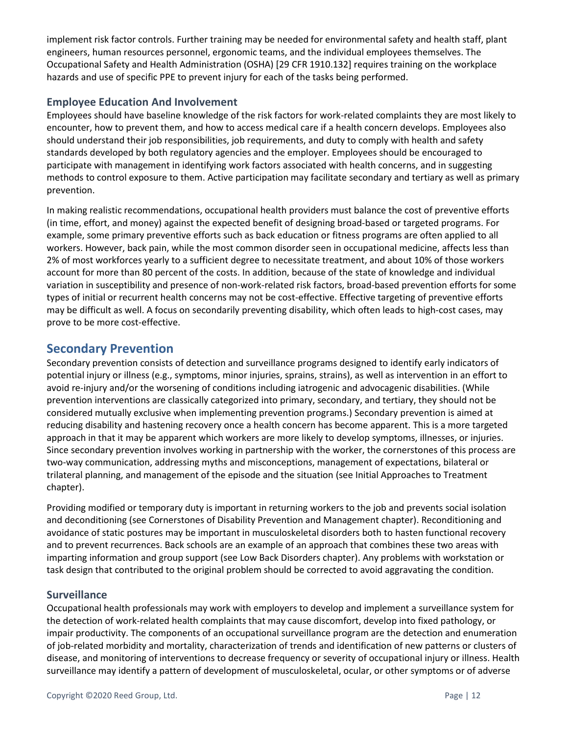implement risk factor controls. Further training may be needed for environmental safety and health staff, plant engineers, human resources personnel, ergonomic teams, and the individual employees themselves. The Occupational Safety and Health Administration (OSHA) [29 CFR 1910.132] requires training on the workplace hazards and use of specific PPE to prevent injury for each of the tasks being performed.

### Employee Education And Involvement

Employees should have baseline knowledge of the risk factors for work-related complaints they are most likely to encounter, how to prevent them, and how to access medical care if a health concern develops. Employees also should understand their job responsibilities, job requirements, and duty to comply with health and safety standards developed by both regulatory agencies and the employer. Employees should be encouraged to participate with management in identifying work factors associated with health concerns, and in suggesting methods to control exposure to them. Active participation may facilitate secondary and tertiary as well as primary prevention.

In making realistic recommendations, occupational health providers must balance the cost of preventive efforts (in time, effort, and money) against the expected benefit of designing broad-based or targeted programs. For example, some primary preventive efforts such as back education or fitness programs are often applied to all workers. However, back pain, while the most common disorder seen in occupational medicine, affects less than 2% of most workforces yearly to a sufficient degree to necessitate treatment, and about 10% of those workers account for more than 80 percent of the costs. In addition, because of the state of knowledge and individual variation in susceptibility and presence of non-work-related risk factors, broad-based prevention efforts for some types of initial or recurrent health concerns may not be cost-effective. Effective targeting of preventive efforts may be difficult as well. A focus on secondarily preventing disability, which often leads to high-cost cases, may prove to be more cost-effective.

## Secondary Prevention

Secondary prevention consists of detection and surveillance programs designed to identify early indicators of potential injury or illness (e.g., symptoms, minor injuries, sprains, strains), as well as intervention in an effort to avoid re-injury and/or the worsening of conditions including iatrogenic and advocagenic disabilities. (While prevention interventions are classically categorized into primary, secondary, and tertiary, they should not be considered mutually exclusive when implementing prevention programs.) Secondary prevention is aimed at reducing disability and hastening recovery once a health concern has become apparent. This is a more targeted approach in that it may be apparent which workers are more likely to develop symptoms, illnesses, or injuries. Since secondary prevention involves working in partnership with the worker, the cornerstones of this process are two-way communication, addressing myths and misconceptions, management of expectations, bilateral or trilateral planning, and management of the episode and the situation (see Initial Approaches to Treatment chapter).

Providing modified or temporary duty is important in returning workers to the job and prevents social isolation and deconditioning (see Cornerstones of Disability Prevention and Management chapter). Reconditioning and avoidance of static postures may be important in musculoskeletal disorders both to hasten functional recovery and to prevent recurrences. Back schools are an example of an approach that combines these two areas with imparting information and group support (see Low Back Disorders chapter). Any problems with workstation or task design that contributed to the original problem should be corrected to avoid aggravating the condition.

### Surveillance

Occupational health professionals may work with employers to develop and implement a surveillance system for the detection of work-related health complaints that may cause discomfort, develop into fixed pathology, or impair productivity. The components of an occupational surveillance program are the detection and enumeration of job-related morbidity and mortality, characterization of trends and identification of new patterns or clusters of disease, and monitoring of interventions to decrease frequency or severity of occupational injury or illness. Health surveillance may identify a pattern of development of musculoskeletal, ocular, or other symptoms or of adverse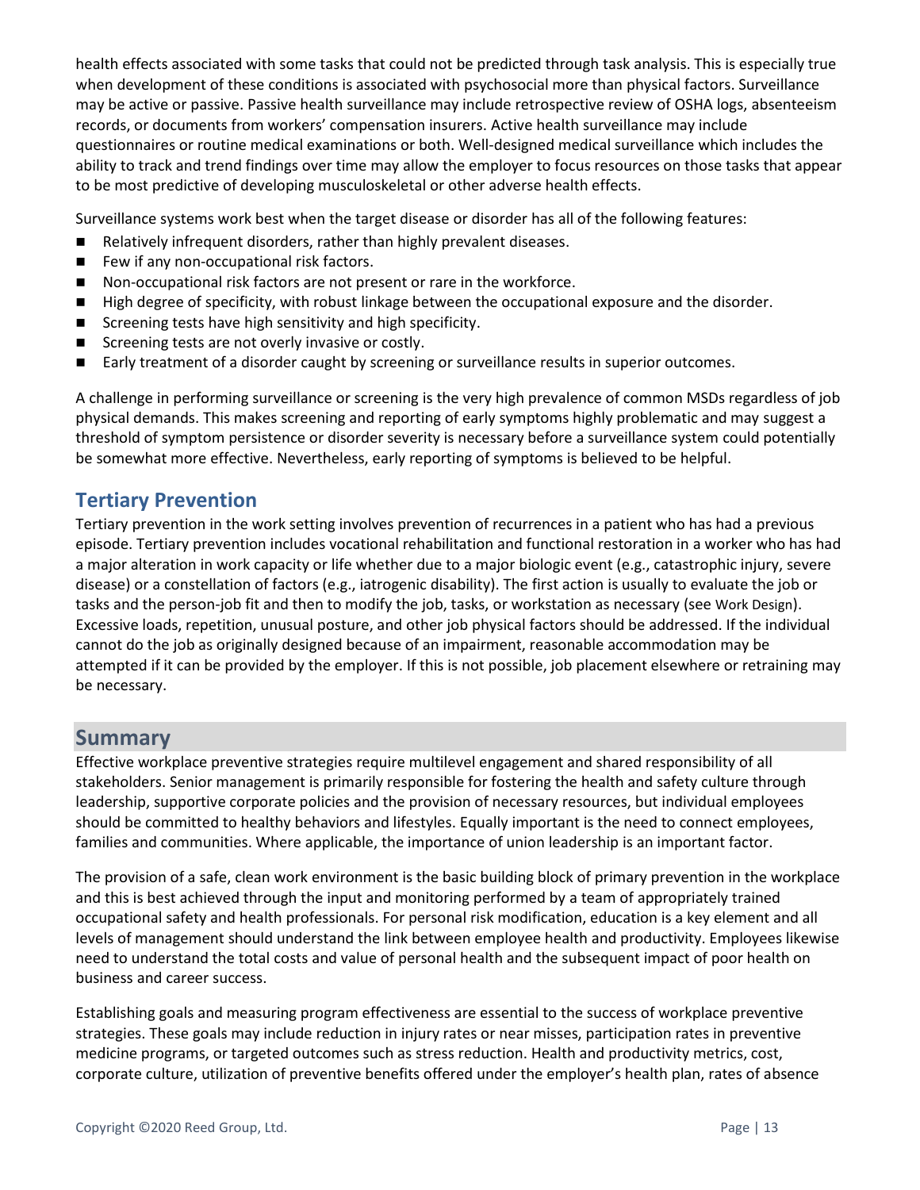health effects associated with some tasks that could not be predicted through task analysis. This is especially true when development of these conditions is associated with psychosocial more than physical factors. Surveillance may be active or passive. Passive health surveillance may include retrospective review of OSHA logs, absenteeism records, or documents from workers' compensation insurers. Active health surveillance may include questionnaires or routine medical examinations or both. Well-designed medical surveillance which includes the ability to track and trend findings over time may allow the employer to focus resources on those tasks that appear to be most predictive of developing musculoskeletal or other adverse health effects.

Surveillance systems work best when the target disease or disorder has all of the following features:

- Relatively infrequent disorders, rather than highly prevalent diseases.
- Few if any non-occupational risk factors.
- Non-occupational risk factors are not present or rare in the workforce.
- High degree of specificity, with robust linkage between the occupational exposure and the disorder.
- Screening tests have high sensitivity and high specificity.
- Screening tests are not overly invasive or costly.
- Early treatment of a disorder caught by screening or surveillance results in superior outcomes.

A challenge in performing surveillance or screening is the very high prevalence of common MSDs regardless of job physical demands. This makes screening and reporting of early symptoms highly problematic and may suggest a threshold of symptom persistence or disorder severity is necessary before a surveillance system could potentially be somewhat more effective. Nevertheless, early reporting of symptoms is believed to be helpful.

## Tertiary Prevention

Tertiary prevention in the work setting involves prevention of recurrences in a patient who has had a previous episode. Tertiary prevention includes vocational rehabilitation and functional restoration in a worker who has had a major alteration in work capacity or life whether due to a major biologic event (e.g., catastrophic injury, severe disease) or a constellation of factors (e.g., iatrogenic disability). The first action is usually to evaluate the job or tasks and the person-job fit and then to modify the job, tasks, or workstation as necessary (see Work Design). Excessive loads, repetition, unusual posture, and other job physical factors should be addressed. If the individual cannot do the job as originally designed because of an impairment, reasonable accommodation may be attempted if it can be provided by the employer. If this is not possible, job placement elsewhere or retraining may be necessary.

# Summary

Effective workplace preventive strategies require multilevel engagement and shared responsibility of all stakeholders. Senior management is primarily responsible for fostering the health and safety culture through leadership, supportive corporate policies and the provision of necessary resources, but individual employees should be committed to healthy behaviors and lifestyles. Equally important is the need to connect employees, families and communities. Where applicable, the importance of union leadership is an important factor.

The provision of a safe, clean work environment is the basic building block of primary prevention in the workplace and this is best achieved through the input and monitoring performed by a team of appropriately trained occupational safety and health professionals. For personal risk modification, education is a key element and all levels of management should understand the link between employee health and productivity. Employees likewise need to understand the total costs and value of personal health and the subsequent impact of poor health on business and career success.

Establishing goals and measuring program effectiveness are essential to the success of workplace preventive strategies. These goals may include reduction in injury rates or near misses, participation rates in preventive medicine programs, or targeted outcomes such as stress reduction. Health and productivity metrics, cost, corporate culture, utilization of preventive benefits offered under the employer's health plan, rates of absence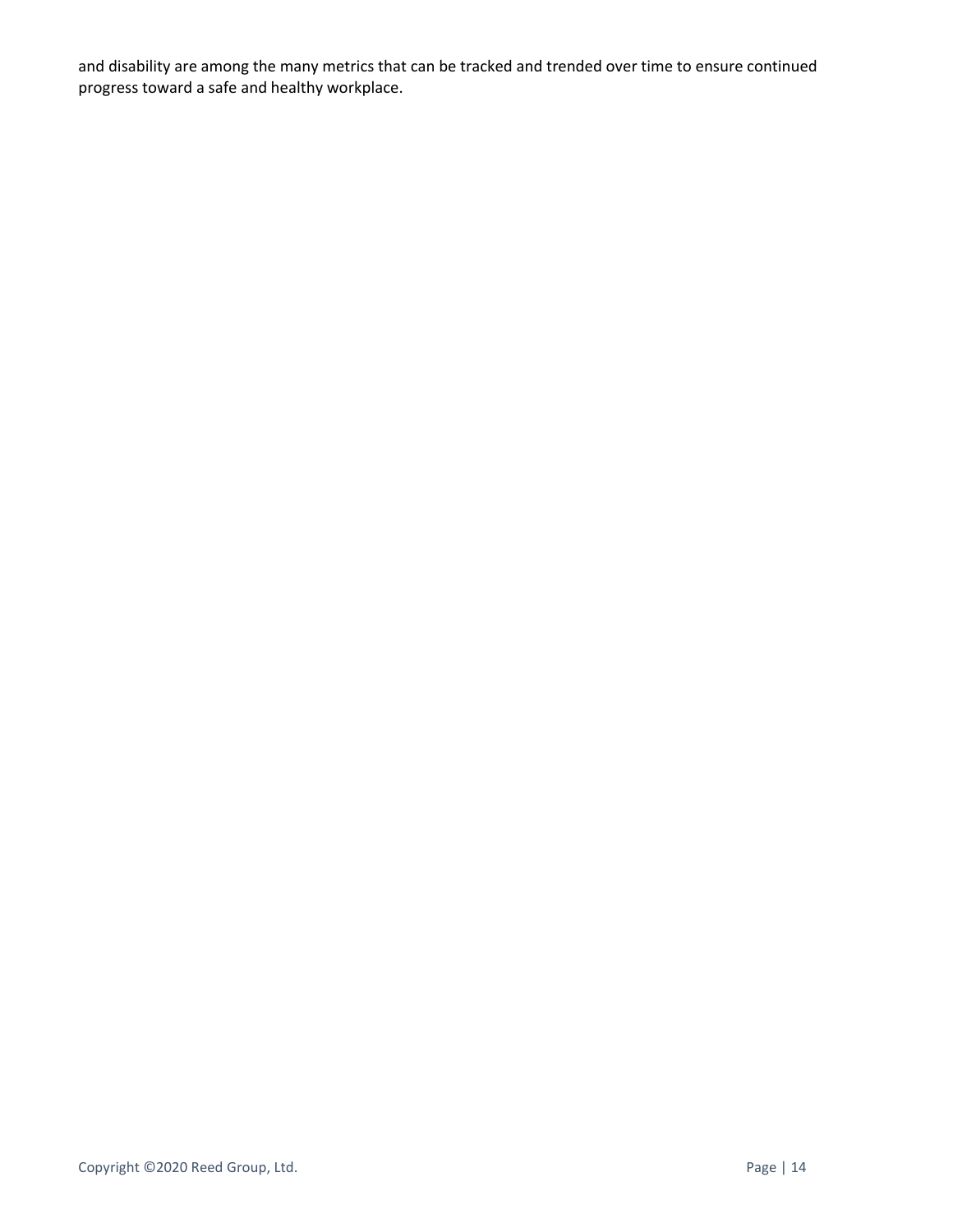and disability are among the many metrics that can be tracked and trended over time to ensure continued progress toward a safe and healthy workplace.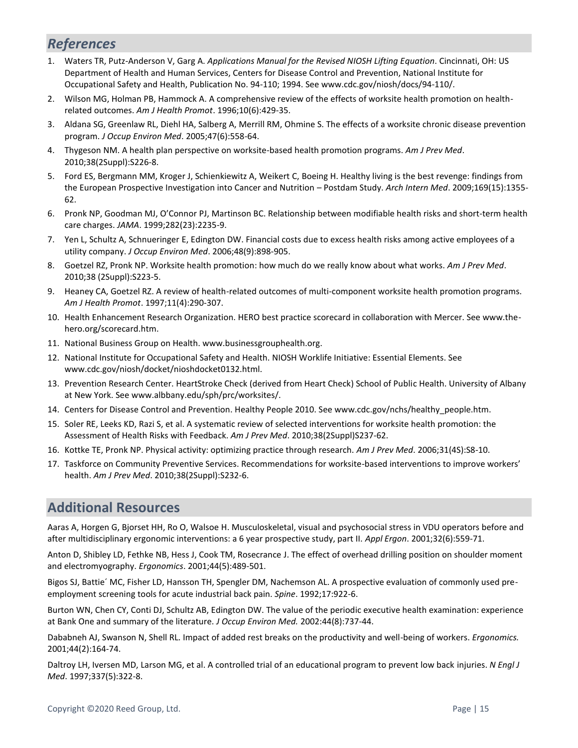## *References*

1. Waters TR, Putz-Anderson V, Garg A. *Applications Manual for the Revised NIOSH Lifting Equation*. Cincinnati, OH: US Department of Health and Human Services, Centers for Disease Control and Prevention, National Institute for Occupational Safety and Health, Publication No. 94-110; 1994. See www.cdc.gov/niosh/docs/94-110/.
2. Wilson MG, Holman PB, Hammock A. A comprehensive review of the effects of worksite health promotion on health-related outcomes. *Am J Health Promot*. 1996;10(6):429-35.
3. Aldana SG, Greenlaw RL, Diehl HA, Salberg A, Merrill RM, Ohmine S. The effects of a worksite chronic disease prevention program. *J Occup Environ Med*. 2005;47(6):558-64.
4. Thygeson NM. A health plan perspective on worksite-based health promotion programs. *Am J Prev Med*. 2010;38(2Suppl):S226-8.
5. Ford ES, Bergmann MM, Kroger J, Schienkiewitz A, Weikert C, Boeing H. Healthy living is the best revenge: findings from the European Prospective Investigation into Cancer and Nutrition – Postdam Study. *Arch Intern Med*. 2009;169(15):1355-62.
6. Pronk NP, Goodman MJ, O'Connor PJ, Martinson BC. Relationship between modifiable health risks and short-term health care charges. *JAMA*. 1999;282(23):2235-9.
7. Yen L, Schultz A, Schnueringer E, Edington DW. Financial costs due to excess health risks among active employees of a utility company. *J Occup Environ Med*. 2006;48(9):898-905.
8. Goetzel RZ, Pronk NP. Worksite health promotion: how much do we really know about what works. *Am J Prev Med*. 2010;38 (2Suppl):S223-5.
9. Heaney CA, Goetzel RZ. A review of health-related outcomes of multi-component worksite health promotion programs. *Am J Health Promot*. 1997;11(4):290-307.
10. Health Enhancement Research Organization. HERO best practice scorecard in collaboration with Mercer. See www.the-hero.org/scorecard.htm.
11. National Business Group on Health. www.businessgrouphealth.org.
12. National Institute for Occupational Safety and Health. NIOSH Worklife Initiative: Essential Elements. See www.cdc.gov/niosh/docket/nioshdocket0132.html.
13. Prevention Research Center. HeartStroke Check (derived from Heart Check) School of Public Health. University of Albany at New York. See www.albbany.edu/sph/prc/worksites/.
14. Centers for Disease Control and Prevention. Healthy People 2010. See www.cdc.gov/nchs/healthy_people.htm.
15. Soler RE, Leeks KD, Razi S, et al. A systematic review of selected interventions for worksite health promotion: the Assessment of Health Risks with Feedback. *Am J Prev Med*. 2010;38(2Suppl)S237-62.
16. Kottke TE, Pronk NP. Physical activity: optimizing practice through research. *Am J Prev Med*. 2006;31(4S):S8-10.
17. Taskforce on Community Preventive Services. Recommendations for worksite-based interventions to improve workers' health. *Am J Prev Med*. 2010;38(2Suppl):S232-6.

## Additional Resources

Aaras A, Horgen G, Bjorset HH, Ro O, Walsoe H. Musculoskeletal, visual and psychosocial stress in VDU operators before and after multidisciplinary ergonomic interventions: a 6 year prospective study, part II. *Appl Ergon*. 2001;32(6):559-71.

Anton D, Shibley LD, Fethke NB, Hess J, Cook TM, Rosecrance J. The effect of overhead drilling position on shoulder moment and electromyography. *Ergonomics*. 2001;44(5):489-501.

Bigos SJ, Battie´ MC, Fisher LD, Hansson TH, Spengler DM, Nachemson AL. A prospective evaluation of commonly used pre-employment screening tools for acute industrial back pain. *Spine*. 1992;17:922-6.

Burton WN, Chen CY, Conti DJ, Schultz AB, Edington DW. The value of the periodic executive health examination: experience at Bank One and summary of the literature. *J Occup Environ Med.* 2002:44(8):737-44.

Dababneh AJ, Swanson N, Shell RL. Impact of added rest breaks on the productivity and well-being of workers. *Ergonomics.* 2001;44(2):164-74.

Daltroy LH, Iversen MD, Larson MG, et al. A controlled trial of an educational program to prevent low back injuries. *N Engl J Med*. 1997;337(5):322-8.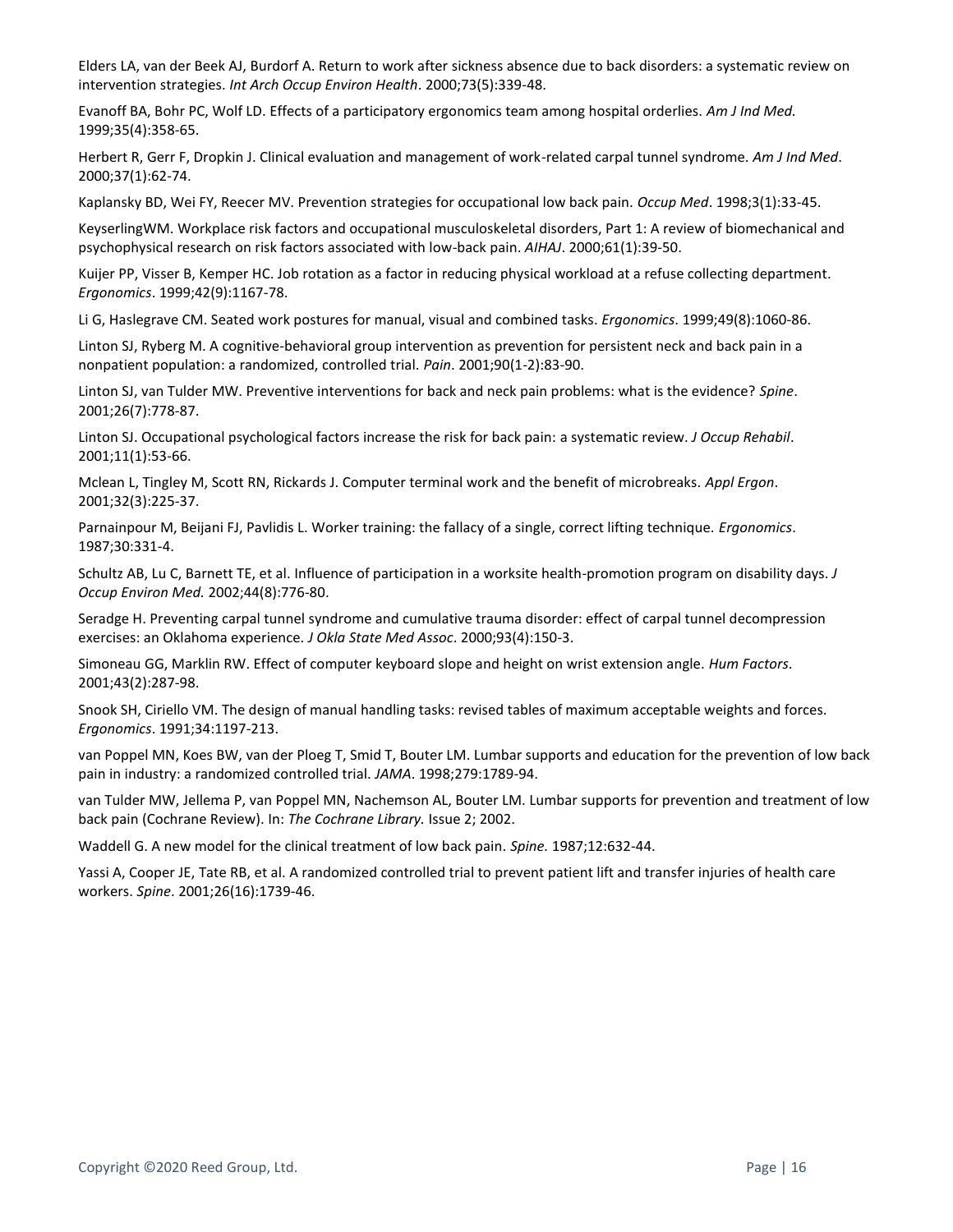Elders LA, van der Beek AJ, Burdorf A. Return to work after sickness absence due to back disorders: a systematic review on intervention strategies. *Int Arch Occup Environ Health*. 2000;73(5):339-48.

Evanoff BA, Bohr PC, Wolf LD. Effects of a participatory ergonomics team among hospital orderlies. *Am J Ind Med.* 1999;35(4):358-65.

Herbert R, Gerr F, Dropkin J. Clinical evaluation and management of work-related carpal tunnel syndrome. *Am J Ind Med*. 2000;37(1):62-74.

Kaplansky BD, Wei FY, Reecer MV. Prevention strategies for occupational low back pain. *Occup Med*. 1998;3(1):33-45.

KeyserlingWM. Workplace risk factors and occupational musculoskeletal disorders, Part 1: A review of biomechanical and psychophysical research on risk factors associated with low-back pain. *AIHAJ*. 2000;61(1):39-50.

Kuijer PP, Visser B, Kemper HC. Job rotation as a factor in reducing physical workload at a refuse collecting department. *Ergonomics*. 1999;42(9):1167-78.

Li G, Haslegrave CM. Seated work postures for manual, visual and combined tasks. *Ergonomics*. 1999;49(8):1060-86.

Linton SJ, Ryberg M. A cognitive-behavioral group intervention as prevention for persistent neck and back pain in a nonpatient population: a randomized, controlled trial. *Pain*. 2001;90(1-2):83-90.

Linton SJ, van Tulder MW. Preventive interventions for back and neck pain problems: what is the evidence? *Spine*. 2001;26(7):778-87.

Linton SJ. Occupational psychological factors increase the risk for back pain: a systematic review. *J Occup Rehabil*. 2001;11(1):53-66.

Mclean L, Tingley M, Scott RN, Rickards J. Computer terminal work and the benefit of microbreaks. *Appl Ergon*. 2001;32(3):225-37.

Parnainpour M, Beijani FJ, Pavlidis L. Worker training: the fallacy of a single, correct lifting technique. *Ergonomics*. 1987;30:331-4.

Schultz AB, Lu C, Barnett TE, et al. Influence of participation in a worksite health-promotion program on disability days. *J Occup Environ Med.* 2002;44(8):776-80.

Seradge H. Preventing carpal tunnel syndrome and cumulative trauma disorder: effect of carpal tunnel decompression exercises: an Oklahoma experience. *J Okla State Med Assoc*. 2000;93(4):150-3.

Simoneau GG, Marklin RW. Effect of computer keyboard slope and height on wrist extension angle. *Hum Factors*. 2001;43(2):287-98.

Snook SH, Ciriello VM. The design of manual handling tasks: revised tables of maximum acceptable weights and forces. *Ergonomics*. 1991;34:1197-213.

van Poppel MN, Koes BW, van der Ploeg T, Smid T, Bouter LM. Lumbar supports and education for the prevention of low back pain in industry: a randomized controlled trial. *JAMA*. 1998;279:1789-94.

van Tulder MW, Jellema P, van Poppel MN, Nachemson AL, Bouter LM. Lumbar supports for prevention and treatment of low back pain (Cochrane Review). In: *The Cochrane Library.* Issue 2; 2002.

Waddell G. A new model for the clinical treatment of low back pain. *Spine.* 1987;12:632-44.

Yassi A, Cooper JE, Tate RB, et al. A randomized controlled trial to prevent patient lift and transfer injuries of health care workers. *Spine*. 2001;26(16):1739-46.

Copyright ©2020 Reed Group, Ltd.